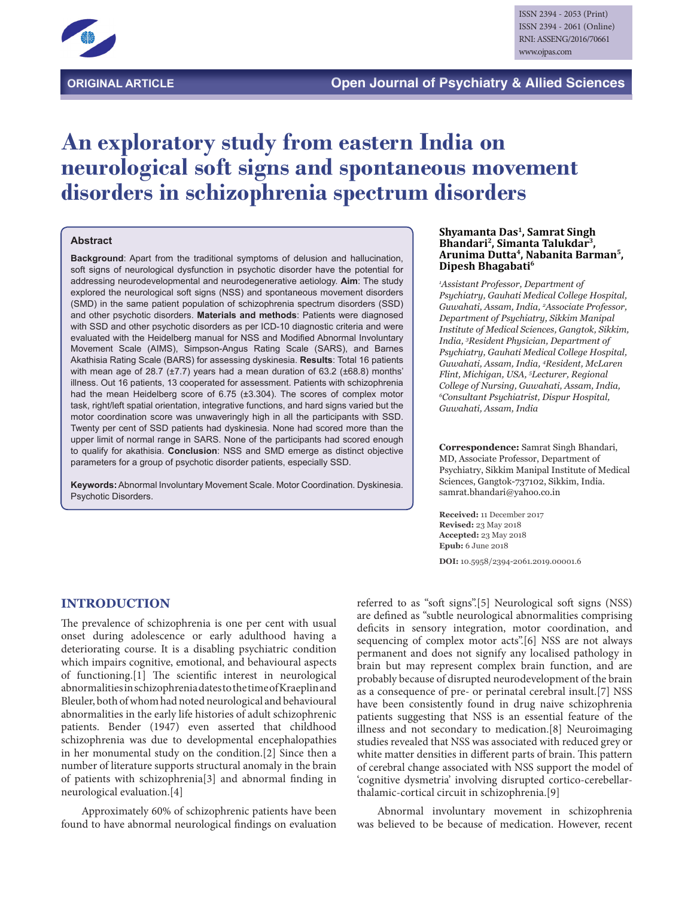ORIGINAL ARTICLE

# An exploratory study from eastern India on neurological soft signs and spontaneous movement disorders in schizophrenia spectrum disorders

**Shyamanta Das[1], Samrat Singh Bhandari[2], Simanta Talukdar[3], Arunima Dutta[4], Nabanita Barman[5], Dipesh Bhagabati[6]**

*[1]Assistant Professor, Department of Psychiatry, Gauhati Medical College Hospital, Guwahati, Assam, India, [2]Associate Professor, Department of Psychiatry, Sikkim Manipal Institute of Medical Sciences, Gangtok, Sikkim, India, [3]Resident Physician, Department of Psychiatry, Gauhati Medical College Hospital, Guwahati, Assam, India, [4]Resident, McLaren Flint, Michigan, USA, [5]Lecturer, Regional College of Nursing, Guwahati, Assam, India, [6]Consultant Psychiatrist, Dispur Hospital, Guwahati, Assam, India*

**Correspondence:** Samrat Singh Bhandari, MD, Associate Professor, Department of Psychiatry, Sikkim Manipal Institute of Medical Sciences, Gangtok-737102, Sikkim, India. samrat.bhandari@yahoo.co.in

**Received:** 11 December 2017
**Revised:** 23 May 2018
**Accepted:** 23 May 2018
**Epub:** 6 June 2018

**DOI:** 10.5958/2394-2061.2019.00001.6

## Abstract

**Background**: Apart from the traditional symptoms of delusion and hallucination, soft signs of neurological dysfunction in psychotic disorder have the potential for addressing neurodevelopmental and neurodegenerative aetiology. **Aim**: The study explored the neurological soft signs (NSS) and spontaneous movement disorders (SMD) in the same patient population of schizophrenia spectrum disorders (SSD) and other psychotic disorders. **Materials and methods**: Patients were diagnosed with SSD and other psychotic disorders as per ICD-10 diagnostic criteria and were evaluated with the Heidelberg manual for NSS and Modified Abnormal Involuntary Movement Scale (AIMS), Simpson-Angus Rating Scale (SARS), and Barnes Akathisia Rating Scale (BARS) for assessing dyskinesia. **Results**: Total 16 patients with mean age of 28.7 (±7.7) years had a mean duration of 63.2 (±68.8) months' illness. Out 16 patients, 13 cooperated for assessment. Patients with schizophrenia had the mean Heidelberg score of 6.75 (±3.304). The scores of complex motor task, right/left spatial orientation, integrative functions, and hard signs varied but the motor coordination score was unwaveringly high in all the participants with SSD. Twenty per cent of SSD patients had dyskinesia. None had scored more than the upper limit of normal range in SARS. None of the participants had scored enough to qualify for akathisia. **Conclusion**: NSS and SMD emerge as distinct objective parameters for a group of psychotic disorder patients, especially SSD.

**Keywords:** Abnormal Involuntary Movement Scale. Motor Coordination. Dyskinesia. Psychotic Disorders.

## INTRODUCTION

The prevalence of schizophrenia is one per cent with usual onset during adolescence or early adulthood having a deteriorating course. It is a disabling psychiatric condition which impairs cognitive, emotional, and behavioural aspects of functioning.[1] The scientific interest in neurological abnormalities in schizophrenia dates to the time of Kraeplin and Bleuler, both of whom had noted neurological and behavioural abnormalities in the early life histories of adult schizophrenic patients. Bender (1947) even asserted that childhood schizophrenia was due to developmental encephalopathies in her monumental study on the condition.[2] Since then a number of literature supports structural anomaly in the brain of patients with schizophrenia[3] and abnormal finding in neurological evaluation.[4]

Approximately 60% of schizophrenic patients have been found to have abnormal neurological findings on evaluation referred to as "soft signs".[5] Neurological soft signs (NSS) are defined as "subtle neurological abnormalities comprising deficits in sensory integration, motor coordination, and sequencing of complex motor acts".[6] NSS are not always permanent and does not signify any localised pathology in brain but may represent complex brain function, and are probably because of disrupted neurodevelopment of the brain as a consequence of pre- or perinatal cerebral insult.[7] NSS have been consistently found in drug naive schizophrenia patients suggesting that NSS is an essential feature of the illness and not secondary to medication.[8] Neuroimaging studies revealed that NSS was associated with reduced grey or white matter densities in different parts of brain. This pattern of cerebral change associated with NSS support the model of 'cognitive dysmetria' involving disrupted cortico-cerebellar-thalamic-cortical circuit in schizophrenia.[9]

Abnormal involuntary movement in schizophrenia was believed to be because of medication. However, recent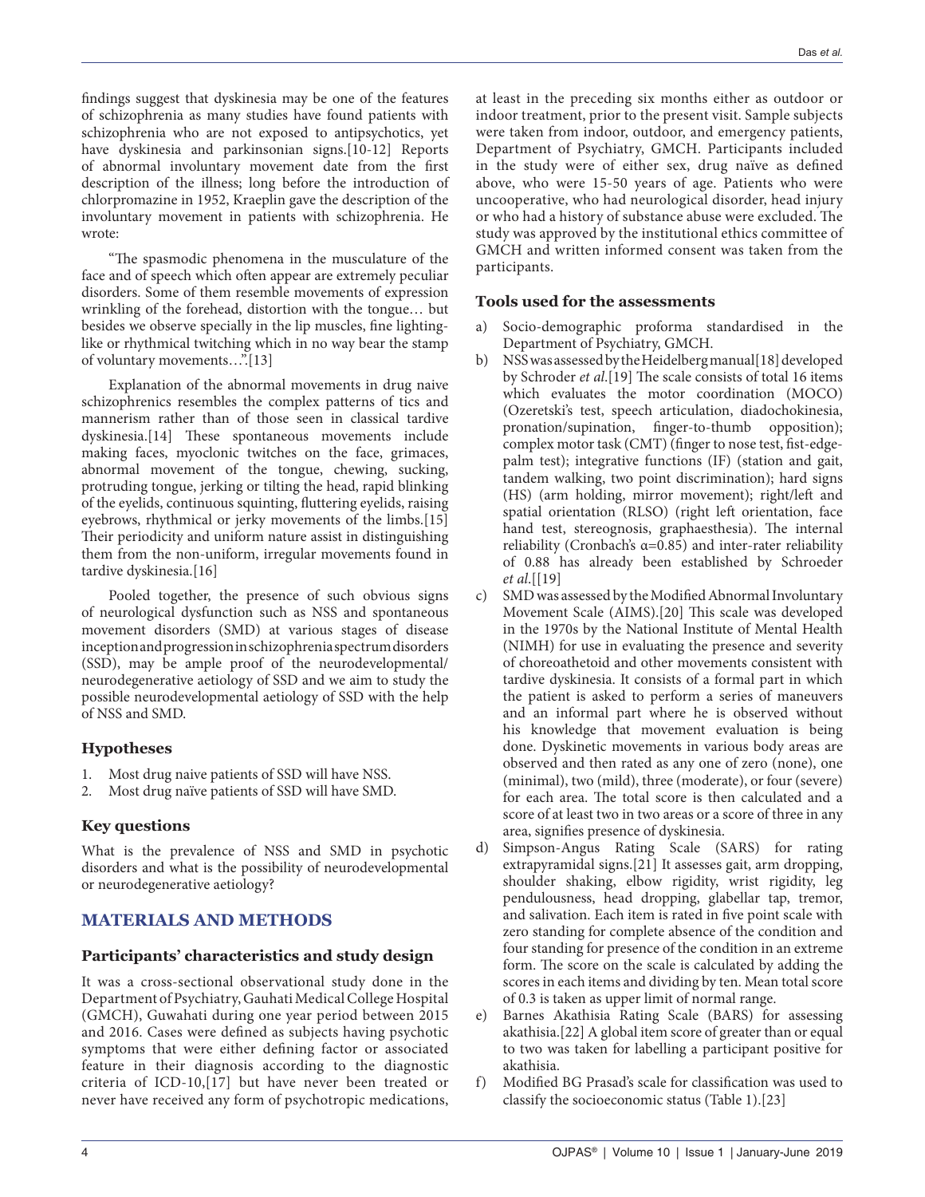findings suggest that dyskinesia may be one of the features of schizophrenia as many studies have found patients with schizophrenia who are not exposed to antipsychotics, yet have dyskinesia and parkinsonian signs.[10-12] Reports of abnormal involuntary movement date from the first description of the illness; long before the introduction of chlorpromazine in 1952, Kraeplin gave the description of the involuntary movement in patients with schizophrenia. He wrote:

"The spasmodic phenomena in the musculature of the face and of speech which often appear are extremely peculiar disorders. Some of them resemble movements of expression wrinkling of the forehead, distortion with the tongue… but besides we observe specially in the lip muscles, fine lighting-like or rhythmical twitching which in no way bear the stamp of voluntary movements…".[13]

Explanation of the abnormal movements in drug naive schizophrenics resembles the complex patterns of tics and mannerism rather than of those seen in classical tardive dyskinesia.[14] These spontaneous movements include making faces, myoclonic twitches on the face, grimaces, abnormal movement of the tongue, chewing, sucking, protruding tongue, jerking or tilting the head, rapid blinking of the eyelids, continuous squinting, fluttering eyelids, raising eyebrows, rhythmical or jerky movements of the limbs.[15] Their periodicity and uniform nature assist in distinguishing them from the non-uniform, irregular movements found in tardive dyskinesia.[16]

Pooled together, the presence of such obvious signs of neurological dysfunction such as NSS and spontaneous movement disorders (SMD) at various stages of disease inception and progression in schizophrenia spectrum disorders (SSD), may be ample proof of the neurodevelopmental/neurodegenerative aetiology of SSD and we aim to study the possible neurodevelopmental aetiology of SSD with the help of NSS and SMD.

### Hypotheses

1. Most drug naive patients of SSD will have NSS.
2. Most drug naïve patients of SSD will have SMD.

### Key questions

What is the prevalence of NSS and SMD in psychotic disorders and what is the possibility of neurodevelopmental or neurodegenerative aetiology?

## MATERIALS AND METHODS

### Participants' characteristics and study design

It was a cross-sectional observational study done in the Department of Psychiatry, Gauhati Medical College Hospital (GMCH), Guwahati during one year period between 2015 and 2016. Cases were defined as subjects having psychotic symptoms that were either defining factor or associated feature in their diagnosis according to the diagnostic criteria of ICD-10,[17] but have never been treated or never have received any form of psychotropic medications, at least in the preceding six months either as outdoor or indoor treatment, prior to the present visit. Sample subjects were taken from indoor, outdoor, and emergency patients, Department of Psychiatry, GMCH. Participants included in the study were of either sex, drug naïve as defined above, who were 15-50 years of age. Patients who were uncooperative, who had neurological disorder, head injury or who had a history of substance abuse were excluded. The study was approved by the institutional ethics committee of GMCH and written informed consent was taken from the participants.

### Tools used for the assessments

a) Socio-demographic proforma standardised in the Department of Psychiatry, GMCH.
b) NSS was assessed by the Heidelberg manual[18] developed by Schroder *et al*.[19] The scale consists of total 16 items which evaluates the motor coordination (MOCO) (Ozeretski's test, speech articulation, diadochokinesia, pronation/supination, finger-to-thumb opposition); complex motor task (CMT) (finger to nose test, fist-edge-palm test); integrative functions (IF) (station and gait, tandem walking, two point discrimination); hard signs (HS) (arm holding, mirror movement); right/left and spatial orientation (RLSO) (right left orientation, face hand test, stereognosis, graphaesthesia). The internal reliability (Cronbach's $\alpha$=0.85) and inter-rater reliability of 0.88 has already been established by Schroeder *et al*.[[19]
c) SMD was assessed by the Modified Abnormal Involuntary Movement Scale (AIMS).[20] This scale was developed in the 1970s by the National Institute of Mental Health (NIMH) for use in evaluating the presence and severity of choreoathetoid and other movements consistent with tardive dyskinesia. It consists of a formal part in which the patient is asked to perform a series of maneuvers and an informal part where he is observed without his knowledge that movement evaluation is being done. Dyskinetic movements in various body areas are observed and then rated as any one of zero (none), one (minimal), two (mild), three (moderate), or four (severe) for each area. The total score is then calculated and a score of at least two in two areas or a score of three in any area, signifies presence of dyskinesia.
d) Simpson-Angus Rating Scale (SARS) for rating extrapyramidal signs.[21] It assesses gait, arm dropping, shoulder shaking, elbow rigidity, wrist rigidity, leg pendulousness, head dropping, glabellar tap, tremor, and salivation. Each item is rated in five point scale with zero standing for complete absence of the condition and four standing for presence of the condition in an extreme form. The score on the scale is calculated by adding the scores in each items and dividing by ten. Mean total score of 0.3 is taken as upper limit of normal range.
e) Barnes Akathisia Rating Scale (BARS) for assessing akathisia.[22] A global item score of greater than or equal to two was taken for labelling a participant positive for akathisia.
f) Modified BG Prasad's scale for classification was used to classify the socioeconomic status (Table 1).[23]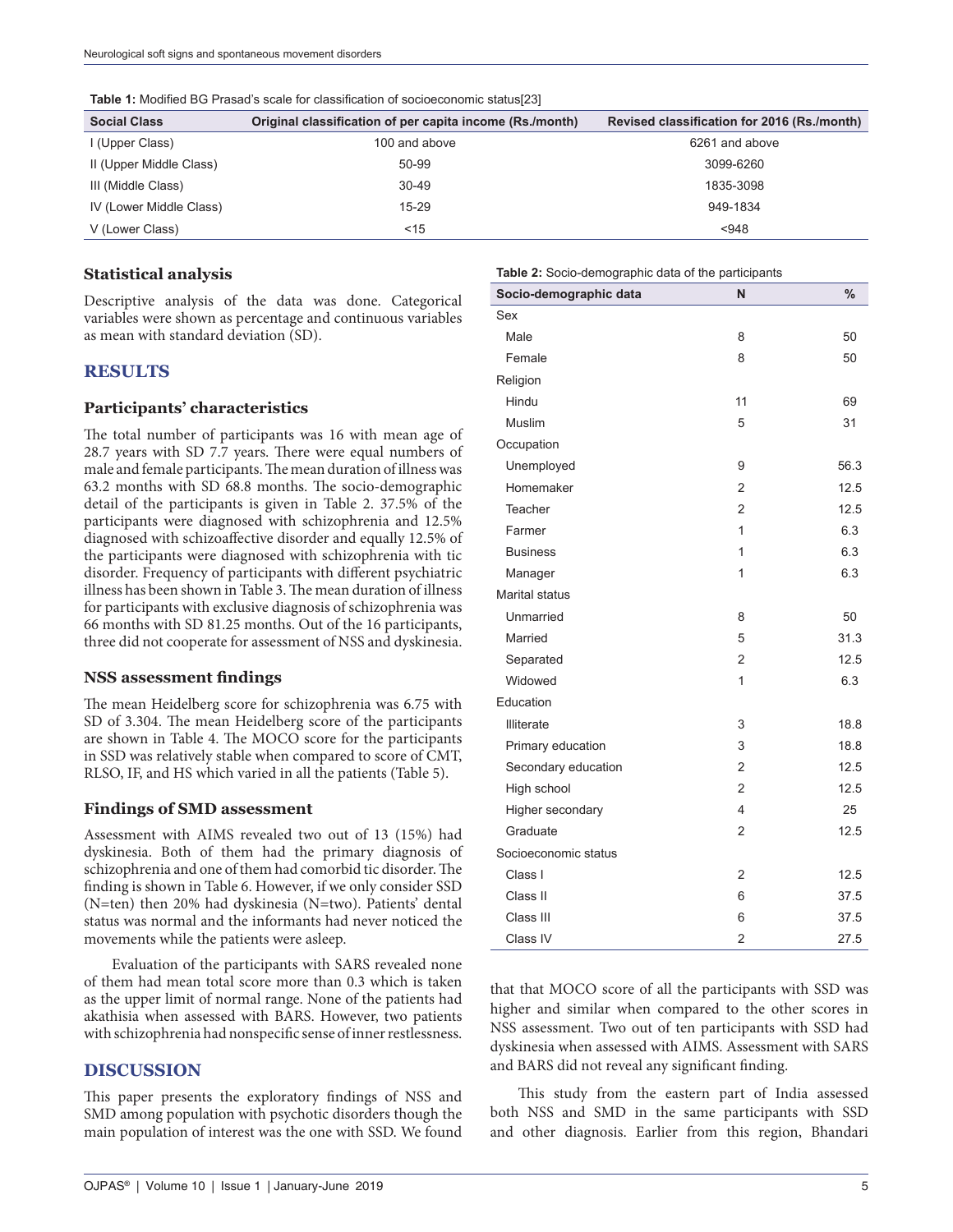**Table 1:** Modified BG Prasad's scale for classification of socioeconomic status[23]

| Social Class | Original classification of per capita income (Rs./month) | Revised classification for 2016 (Rs./month) |
|---|---|---|
| I (Upper Class) | 100 and above | 6261 and above |
| II (Upper Middle Class) | 50-99 | 3099-6260 |
| III (Middle Class) | 30-49 | 1835-3098 |
| IV (Lower Middle Class) | 15-29 | 949-1834 |
| V (Lower Class) | <15 | <948 |

### Statistical analysis

Descriptive analysis of the data was done. Categorical variables were shown as percentage and continuous variables as mean with standard deviation (SD).

## RESULTS

### Participants' characteristics

The total number of participants was 16 with mean age of 28.7 years with SD 7.7 years. There were equal numbers of male and female participants. The mean duration of illness was 63.2 months with SD 68.8 months. The socio-demographic detail of the participants is given in Table 2. 37.5% of the participants were diagnosed with schizophrenia and 12.5% diagnosed with schizoaffective disorder and equally 12.5% of the participants were diagnosed with schizophrenia with tic disorder. Frequency of participants with different psychiatric illness has been shown in Table 3. The mean duration of illness for participants with exclusive diagnosis of schizophrenia was 66 months with SD 81.25 months. Out of the 16 participants, three did not cooperate for assessment of NSS and dyskinesia.

### NSS assessment findings

The mean Heidelberg score for schizophrenia was 6.75 with SD of 3.304. The mean Heidelberg score of the participants are shown in Table 4. The MOCO score for the participants in SSD was relatively stable when compared to score of CMT, RLSO, IF, and HS which varied in all the patients (Table 5).

### Findings of SMD assessment

Assessment with AIMS revealed two out of 13 (15%) had dyskinesia. Both of them had the primary diagnosis of schizophrenia and one of them had comorbid tic disorder. The finding is shown in Table 6. However, if we only consider SSD (N=ten) then 20% had dyskinesia (N=two). Patients' dental status was normal and the informants had never noticed the movements while the patients were asleep.

Evaluation of the participants with SARS revealed none of them had mean total score more than 0.3 which is taken as the upper limit of normal range. None of the patients had akathisia when assessed with BARS. However, two patients with schizophrenia had nonspecific sense of inner restlessness.

**Table 2:** Socio-demographic data of the participants

| Socio-demographic data | N | % |
|---|---|---|
| Sex | | |
| Male | 8 | 50 |
| Female | 8 | 50 |
| Religion | | |
| Hindu | 11 | 69 |
| Muslim | 5 | 31 |
| Occupation | | |
| Unemployed | 9 | 56.3 |
| Homemaker | 2 | 12.5 |
| Teacher | 2 | 12.5 |
| Farmer | 1 | 6.3 |
| Business | 1 | 6.3 |
| Manager | 1 | 6.3 |
| Marital status | | |
| Unmarried | 8 | 50 |
| Married | 5 | 31.3 |
| Separated | 2 | 12.5 |
| Widowed | 1 | 6.3 |
| Education | | |
| Illiterate | 3 | 18.8 |
| Primary education | 3 | 18.8 |
| Secondary education | 2 | 12.5 |
| High school | 2 | 12.5 |
| Higher secondary | 4 | 25 |
| Graduate | 2 | 12.5 |
| Socioeconomic status | | |
| Class I | 2 | 12.5 |
| Class II | 6 | 37.5 |
| Class III | 6 | 37.5 |
| Class IV | 2 | 27.5 |

## DISCUSSION

This paper presents the exploratory findings of NSS and SMD among population with psychotic disorders though the main population of interest was the one with SSD. We found that that MOCO score of all the participants with SSD was higher and similar when compared to the other scores in NSS assessment. Two out of ten participants with SSD had dyskinesia when assessed with AIMS. Assessment with SARS and BARS did not reveal any significant finding.

This study from the eastern part of India assessed both NSS and SMD in the same participants with SSD and other diagnosis. Earlier from this region, Bhandari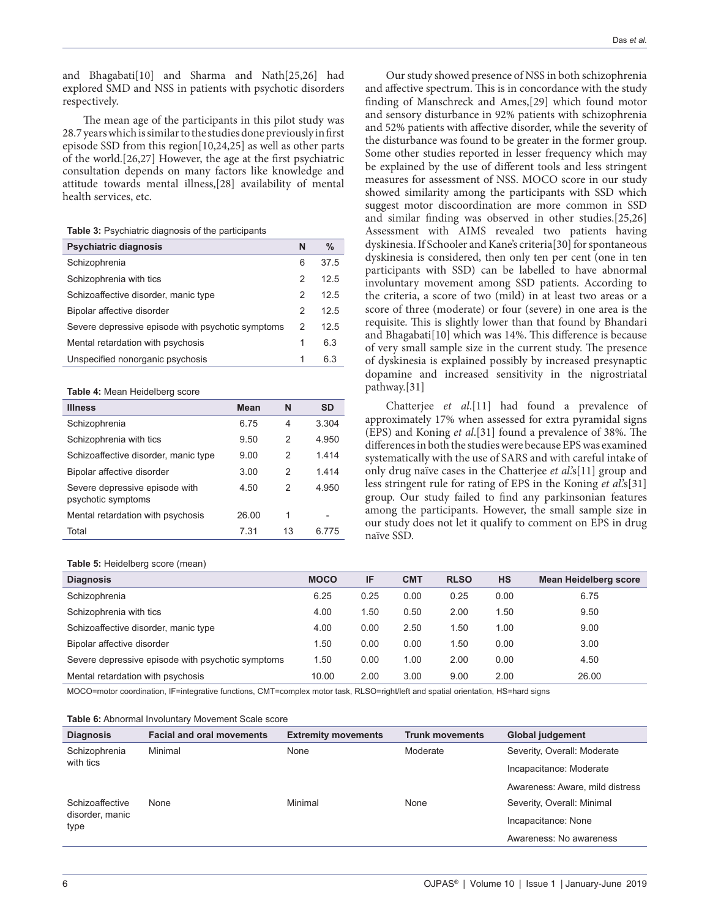and Bhagabati[10] and Sharma and Nath[25,26] had explored SMD and NSS in patients with psychotic disorders respectively.

The mean age of the participants in this pilot study was 28.7 years which is similar to the studies done previously in first episode SSD from this region[10,24,25] as well as other parts of the world.[26,27] However, the age at the first psychiatric consultation depends on many factors like knowledge and attitude towards mental illness,[28] availability of mental health services, etc.

**Table 3:** Psychiatric diagnosis of the participants

| Psychiatric diagnosis | N | % |
|---|---|---|
| Schizophrenia | 6 | 37.5 |
| Schizophrenia with tics | 2 | 12.5 |
| Schizoaffective disorder, manic type | 2 | 12.5 |
| Bipolar affective disorder | 2 | 12.5 |
| Severe depressive episode with psychotic symptoms | 2 | 12.5 |
| Mental retardation with psychosis | 1 | 6.3 |
| Unspecified nonorganic psychosis | 1 | 6.3 |

**Table 4:** Mean Heidelberg score

| Illness | Mean | N | SD |
|---|---|---|---|
| Schizophrenia | 6.75 | 4 | 3.304 |
| Schizophrenia with tics | 9.50 | 2 | 4.950 |
| Schizoaffective disorder, manic type | 9.00 | 2 | 1.414 |
| Bipolar affective disorder | 3.00 | 2 | 1.414 |
| Severe depressive episode with psychotic symptoms | 4.50 | 2 | 4.950 |
| Mental retardation with psychosis | 26.00 | 1 | - |
| Total | 7.31 | 13 | 6.775 |

Our study showed presence of NSS in both schizophrenia and affective spectrum. This is in concordance with the study finding of Manschreck and Ames,[29] which found motor and sensory disturbance in 92% patients with schizophrenia and 52% patients with affective disorder, while the severity of the disturbance was found to be greater in the former group. Some other studies reported in lesser frequency which may be explained by the use of different tools and less stringent measures for assessment of NSS. MOCO score in our study showed similarity among the participants with SSD which suggest motor discoordination are more common in SSD and similar finding was observed in other studies.[25,26] Assessment with AIMS revealed two patients having dyskinesia. If Schooler and Kane's criteria[30] for spontaneous dyskinesia is considered, then only ten per cent (one in ten participants with SSD) can be labelled to have abnormal involuntary movement among SSD patients. According to the criteria, a score of two (mild) in at least two areas or a score of three (moderate) or four (severe) in one area is the requisite. This is slightly lower than that found by Bhandari and Bhagabati[10] which was 14%. This difference is because of very small sample size in the current study. The presence of dyskinesia is explained possibly by increased presynaptic dopamine and increased sensitivity in the nigrostriatal pathway.[31]

Chatterjee *et al*.[11] had found a prevalence of approximately 17% when assessed for extra pyramidal signs (EPS) and Koning *et al*.[31] found a prevalence of 38%. The differences in both the studies were because EPS was examined systematically with the use of SARS and with careful intake of only drug naïve cases in the Chatterjee *et al*.'s[11] group and less stringent rule for rating of EPS in the Koning *et al*.'s[31] group. Our study failed to find any parkinsonian features among the participants. However, the small sample size in our study does not let it qualify to comment on EPS in drug naïve SSD.

**Table 5:** Heidelberg score (mean)

| Diagnosis | MOCO | IF | CMT | RLSO | HS | Mean Heidelberg score |
|---|---|---|---|---|---|---|
| Schizophrenia | 6.25 | 0.25 | 0.00 | 0.25 | 0.00 | 6.75 |
| Schizophrenia with tics | 4.00 | 1.50 | 0.50 | 2.00 | 1.50 | 9.50 |
| Schizoaffective disorder, manic type | 4.00 | 0.00 | 2.50 | 1.50 | 1.00 | 9.00 |
| Bipolar affective disorder | 1.50 | 0.00 | 0.00 | 1.50 | 0.00 | 3.00 |
| Severe depressive episode with psychotic symptoms | 1.50 | 0.00 | 1.00 | 2.00 | 0.00 | 4.50 |
| Mental retardation with psychosis | 10.00 | 2.00 | 3.00 | 9.00 | 2.00 | 26.00 |

MOCO=motor coordination, IF=integrative functions, CMT=complex motor task, RLSO=right/left and spatial orientation, HS=hard signs

**Table 6:** Abnormal Involuntary Movement Scale score

| Diagnosis | Facial and oral movements | Extremity movements | Trunk movements | Global judgement |
|---|---|---|---|---|
| Schizophrenia with tics | Minimal | None | Moderate | Severity, Overall: Moderate |
| | | | | Incapacitance: Moderate |
| | | | | Awareness: Aware, mild distress |
| Schizoaffective disorder, manic type | None | Minimal | None | Severity, Overall: Minimal |
| | | | | Incapacitance: None |
| | | | | Awareness: No awareness |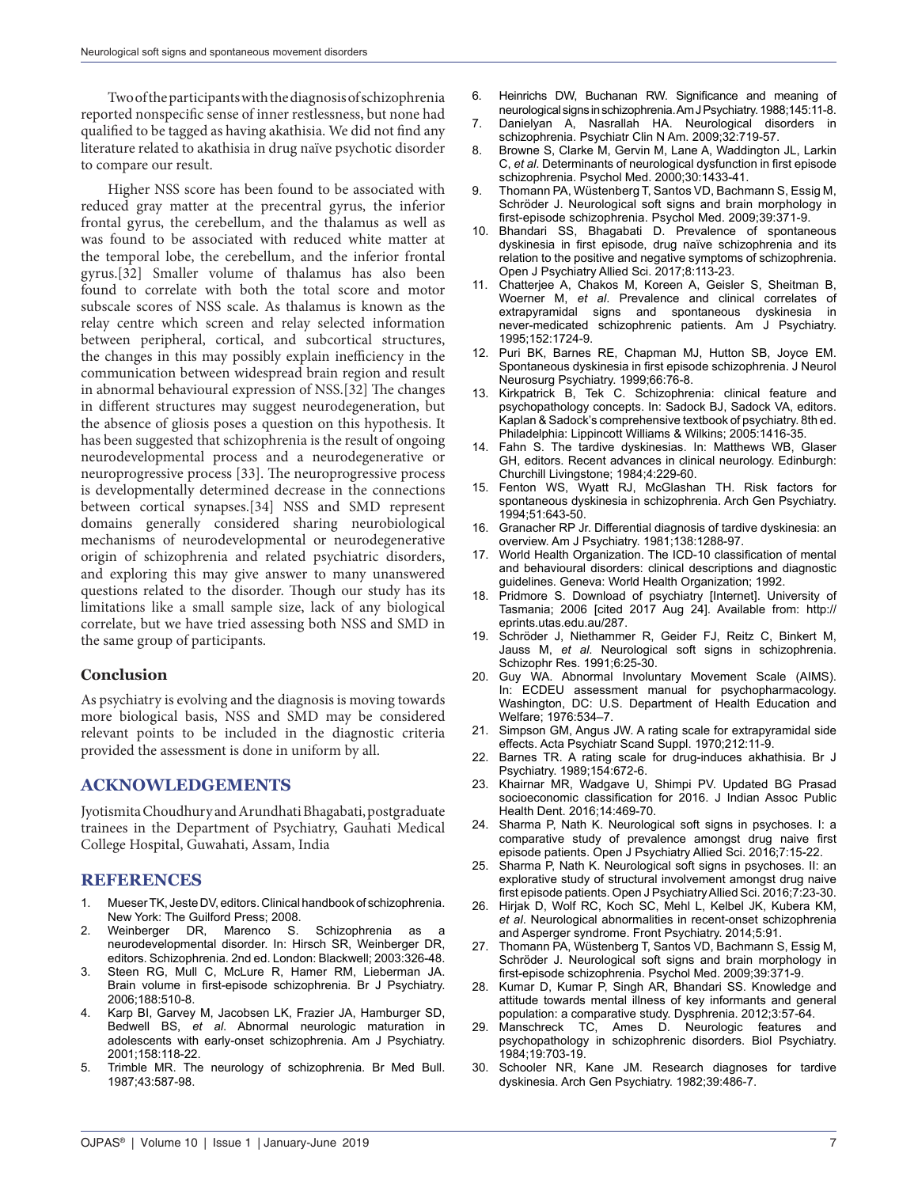Two of the participants with the diagnosis of schizophrenia reported nonspecific sense of inner restlessness, but none had qualified to be tagged as having akathisia. We did not find any literature related to akathisia in drug naïve psychotic disorder to compare our result.

Higher NSS score has been found to be associated with reduced gray matter at the precentral gyrus, the inferior frontal gyrus, the cerebellum, and the thalamus as well as was found to be associated with reduced white matter at the temporal lobe, the cerebellum, and the inferior frontal gyrus.[32] Smaller volume of thalamus has also been found to correlate with both the total score and motor subscale scores of NSS scale. As thalamus is known as the relay centre which screen and relay selected information between peripheral, cortical, and subcortical structures, the changes in this may possibly explain inefficiency in the communication between widespread brain region and result in abnormal behavioural expression of NSS.[32] The changes in different structures may suggest neurodegeneration, but the absence of gliosis poses a question on this hypothesis. It has been suggested that schizophrenia is the result of ongoing neurodevelopmental process and a neurodegenerative or neuroprogressive process [33]. The neuroprogressive process is developmentally determined decrease in the connections between cortical synapses.[34] NSS and SMD represent domains generally considered sharing neurobiological mechanisms of neurodevelopmental or neurodegenerative origin of schizophrenia and related psychiatric disorders, and exploring this may give answer to many unanswered questions related to the disorder. Though our study has its limitations like a small sample size, lack of any biological correlate, but we have tried assessing both NSS and SMD in the same group of participants.

## Conclusion

As psychiatry is evolving and the diagnosis is moving towards more biological basis, NSS and SMD may be considered relevant points to be included in the diagnostic criteria provided the assessment is done in uniform by all.

## ACKNOWLEDGEMENTS

Jyotismita Choudhury and Arundhati Bhagabati, postgraduate trainees in the Department of Psychiatry, Gauhati Medical College Hospital, Guwahati, Assam, India

## REFERENCES

1. Mueser TK, Jeste DV, editors. Clinical handbook of schizophrenia. New York: The Guilford Press; 2008.
2. Weinberger DR, Marenco S. Schizophrenia as a neurodevelopmental disorder. In: Hirsch SR, Weinberger DR, editors. Schizophrenia. 2nd ed. London: Blackwell; 2003:326-48.
3. Steen RG, Mull C, McLure R, Hamer RM, Lieberman JA. Brain volume in first-episode schizophrenia. Br J Psychiatry. 2006;188:510-8.
4. Karp BI, Garvey M, Jacobsen LK, Frazier JA, Hamburger SD, Bedwell BS, *et al*. Abnormal neurologic maturation in adolescents with early-onset schizophrenia. Am J Psychiatry. 2001;158:118-22.
5. Trimble MR. The neurology of schizophrenia. Br Med Bull. 1987;43:587-98.
6. Heinrichs DW, Buchanan RW. Significance and meaning of neurological signs in schizophrenia. Am J Psychiatry. 1988;145:11-8.
7. Danielyan A, Nasrallah HA. Neurological disorders in schizophrenia. Psychiatr Clin N Am. 2009;32:719-57.
8. Browne S, Clarke M, Gervin M, Lane A, Waddington JL, Larkin C, *et al*. Determinants of neurological dysfunction in first episode schizophrenia. Psychol Med. 2000;30:1433-41.
9. Thomann PA, Wüstenberg T, Santos VD, Bachmann S, Essig M, Schröder J. Neurological soft signs and brain morphology in first-episode schizophrenia. Psychol Med. 2009;39:371-9.
10. Bhandari SS, Bhagabati D. Prevalence of spontaneous dyskinesia in first episode, drug naïve schizophrenia and its relation to the positive and negative symptoms of schizophrenia. Open J Psychiatry Allied Sci. 2017;8:113-23.
11. Chatterjee A, Chakos M, Koreen A, Geisler S, Sheitman B, Woerner M, *et al*. Prevalence and clinical correlates of extrapyramidal signs and spontaneous dyskinesia in never-medicated schizophrenic patients. Am J Psychiatry. 1995;152:1724-9.
12. Puri BK, Barnes RE, Chapman MJ, Hutton SB, Joyce EM. Spontaneous dyskinesia in first episode schizophrenia. J Neurol Neurosurg Psychiatry. 1999;66:76-8.
13. Kirkpatrick B, Tek C. Schizophrenia: clinical feature and psychopathology concepts. In: Sadock BJ, Sadock VA, editors. Kaplan & Sadock's comprehensive textbook of psychiatry. 8th ed. Philadelphia: Lippincott Williams & Wilkins; 2005:1416-35.
14. Fahn S. The tardive dyskinesias. In: Matthews WB, Glaser GH, editors. Recent advances in clinical neurology. Edinburgh: Churchill Livingstone; 1984;4:229-60.
15. Fenton WS, Wyatt RJ, McGlashan TH. Risk factors for spontaneous dyskinesia in schizophrenia. Arch Gen Psychiatry. 1994;51:643-50.
16. Granacher RP Jr. Differential diagnosis of tardive dyskinesia: an overview. Am J Psychiatry. 1981;138:1288-97.
17. World Health Organization. The ICD-10 classification of mental and behavioural disorders: clinical descriptions and diagnostic guidelines. Geneva: World Health Organization; 1992.
18. Pridmore S. Download of psychiatry [Internet]. University of Tasmania; 2006 [cited 2017 Aug 24]. Available from: http://eprints.utas.edu.au/287.
19. Schröder J, Niethammer R, Geider FJ, Reitz C, Binkert M, Jauss M, *et al*. Neurological soft signs in schizophrenia. Schizophr Res. 1991;6:25-30.
20. Guy WA. Abnormal Involuntary Movement Scale (AIMS). In: ECDEU assessment manual for psychopharmacology. Washington, DC: U.S. Department of Health Education and Welfare; 1976:534–7.
21. Simpson GM, Angus JW. A rating scale for extrapyramidal side effects. Acta Psychiatr Scand Suppl. 1970;212:11-9.
22. Barnes TR. A rating scale for drug-induces akhathisia. Br J Psychiatry. 1989;154:672-6.
23. Khairnar MR, Wadgave U, Shimpi PV. Updated BG Prasad socioeconomic classification for 2016. J Indian Assoc Public Health Dent. 2016;14:469-70.
24. Sharma P, Nath K. Neurological soft signs in psychoses. I: a comparative study of prevalence amongst drug naive first episode patients. Open J Psychiatry Allied Sci. 2016;7:15-22.
25. Sharma P, Nath K. Neurological soft signs in psychoses. II: an explorative study of structural involvement amongst drug naive first episode patients. Open J Psychiatry Allied Sci. 2016;7:23-30.
26. Hirjak D, Wolf RC, Koch SC, Mehl L, Kelbel JK, Kubera KM, *et al*. Neurological abnormalities in recent-onset schizophrenia and Asperger syndrome. Front Psychiatry. 2014;5:91.
27. Thomann PA, Wüstenberg T, Santos VD, Bachmann S, Essig M, Schröder J. Neurological soft signs and brain morphology in first-episode schizophrenia. Psychol Med. 2009;39:371-9.
28. Kumar D, Kumar P, Singh AR, Bhandari SS. Knowledge and attitude towards mental illness of key informants and general population: a comparative study. Dysphrenia. 2012;3:57-64.
29. Manschreck TC, Ames D. Neurologic features and psychopathology in schizophrenic disorders. Biol Psychiatry. 1984;19:703-19.
30. Schooler NR, Kane JM. Research diagnoses for tardive dyskinesia. Arch Gen Psychiatry. 1982;39:486-7.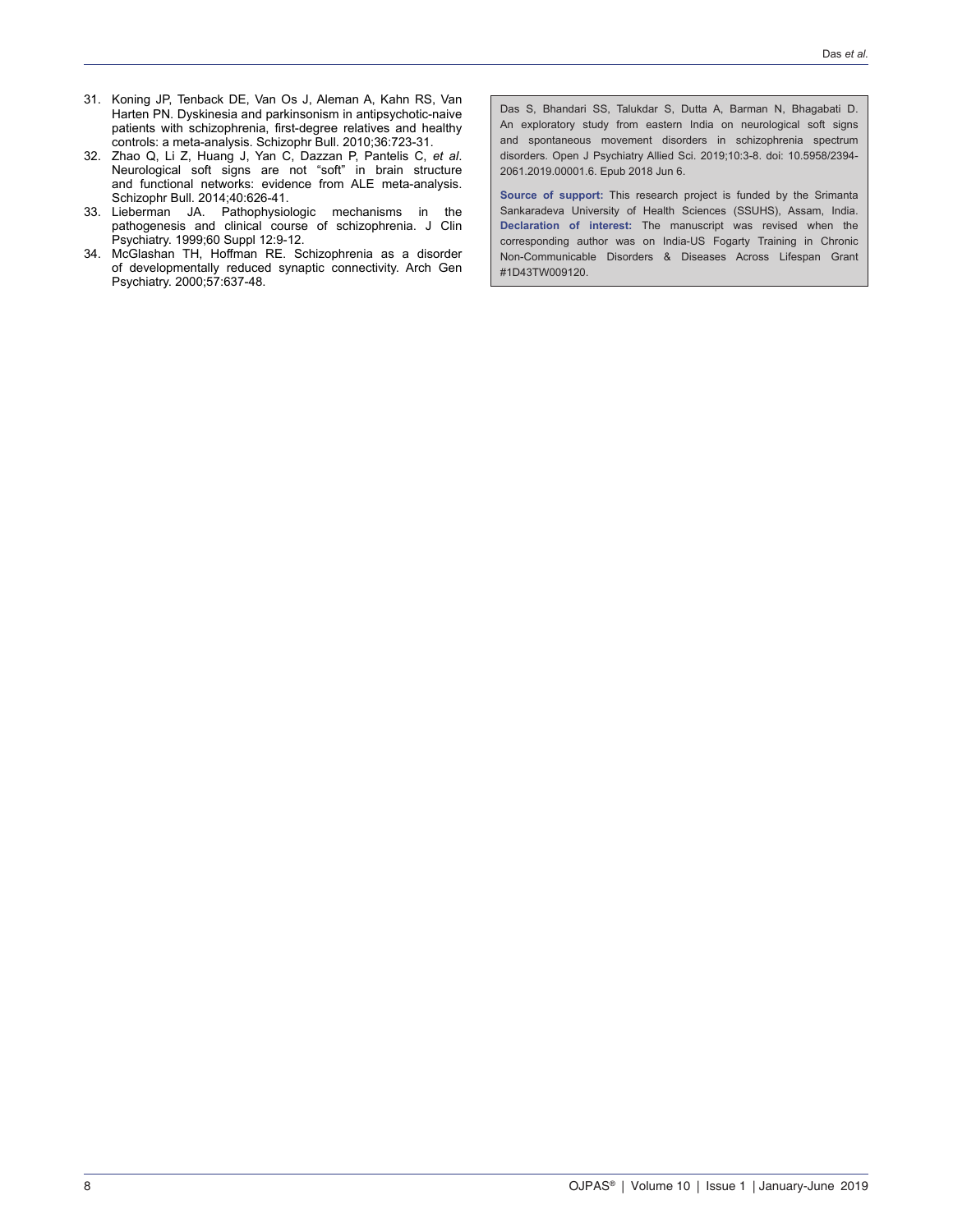31. Koning JP, Tenback DE, Van Os J, Aleman A, Kahn RS, Van Harten PN. Dyskinesia and parkinsonism in antipsychotic-naive patients with schizophrenia, first-degree relatives and healthy controls: a meta-analysis. Schizophr Bull. 2010;36:723-31.
32. Zhao Q, Li Z, Huang J, Yan C, Dazzan P, Pantelis C, *et al*. Neurological soft signs are not "soft" in brain structure and functional networks: evidence from ALE meta-analysis. Schizophr Bull. 2014;40:626-41.
33. Lieberman JA. Pathophysiologic mechanisms in the pathogenesis and clinical course of schizophrenia. J Clin Psychiatry. 1999;60 Suppl 12:9-12.
34. McGlashan TH, Hoffman RE. Schizophrenia as a disorder of developmentally reduced synaptic connectivity. Arch Gen Psychiatry. 2000;57:637-48.

Das S, Bhandari SS, Talukdar S, Dutta A, Barman N, Bhagabati D. An exploratory study from eastern India on neurological soft signs and spontaneous movement disorders in schizophrenia spectrum disorders. Open J Psychiatry Allied Sci. 2019;10:3-8. doi: 10.5958/2394-2061.2019.00001.6. Epub 2018 Jun 6.

**Source of support:** This research project is funded by the Srimanta Sankaradeva University of Health Sciences (SSUHS), Assam, India. **Declaration of interest:** The manuscript was revised when the corresponding author was on India-US Fogarty Training in Chronic Non-Communicable Disorders & Diseases Across Lifespan Grant #1D43TW009120.